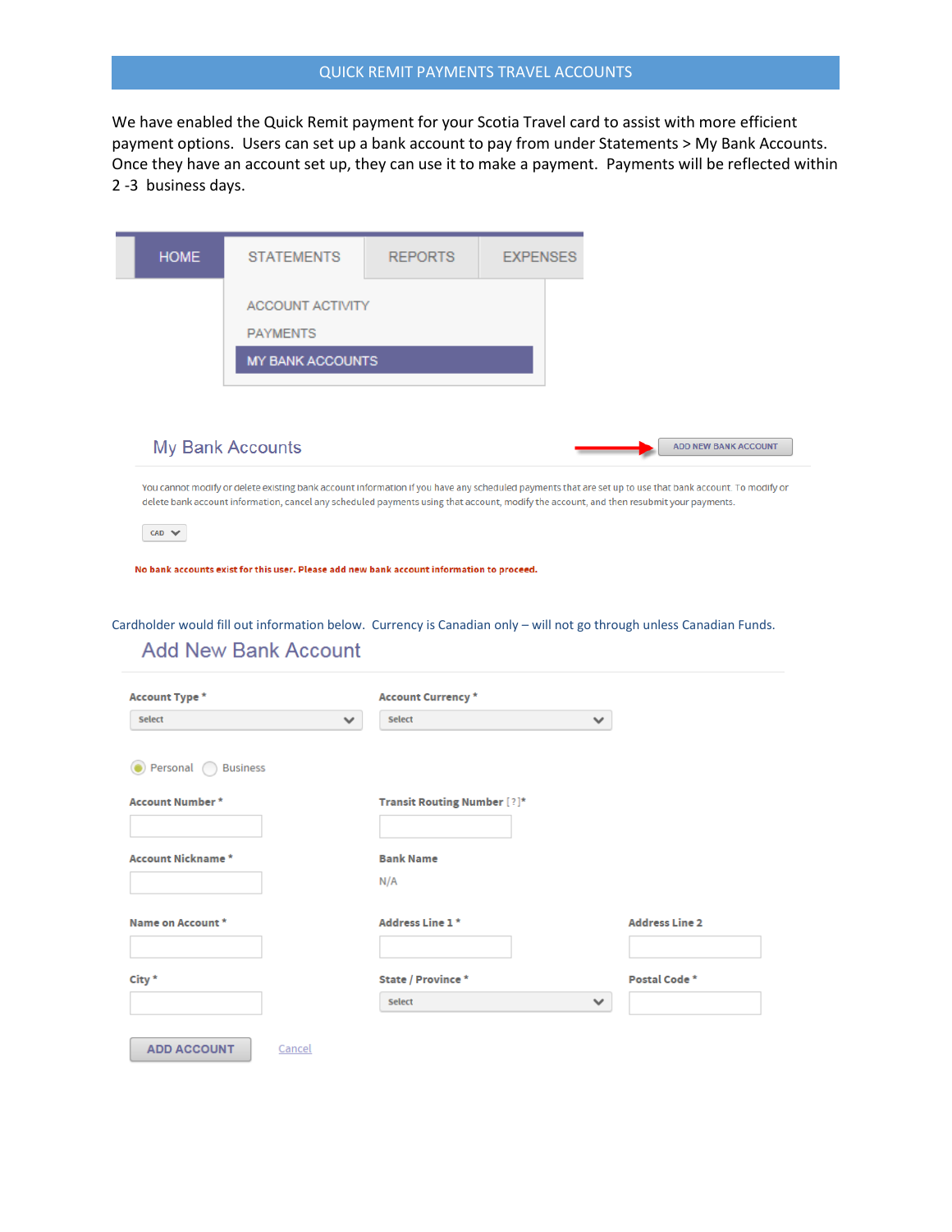# QUICK REMIT PAYMENTS TRAVEL ACCOUNTS

We have enabled the Quick Remit payment for your Scotia Travel card to assist with more efficient payment options. Users can set up a bank account to pay from under Statements > My Bank Accounts. Once they have an account set up, they can use it to make a payment. Payments will be reflected within 2 -3 business days.

HOME | STATEMENTS | REPORTS | EXPENSES

- ACCOUNT ACTIVITY
- PAYMENTS
- MY BANK ACCOUNTS

## My Bank Accounts

ADD NEW BANK ACCOUNT

You cannot modify or delete existing bank account information if you have any scheduled payments that are set up to use that bank account. To modify or delete bank account information, cancel any scheduled payments using that account, modify the account, and then resubmit your payments.

CAD

No bank accounts exist for this user. Please add new bank account information to proceed.

Cardholder would fill out information below. Currency is Canadian only – will not go through unless Canadian Funds.

## Add New Bank Account

Account Type * Select

Account Currency * Select

Personal Business

Account Number *

Transit Routing Number [?]*

Account Nickname *

Bank Name N/A

Name on Account *

Address Line 1 *

Address Line 2

City *

State / Province * Select

Postal Code *

ADD ACCOUNT Cancel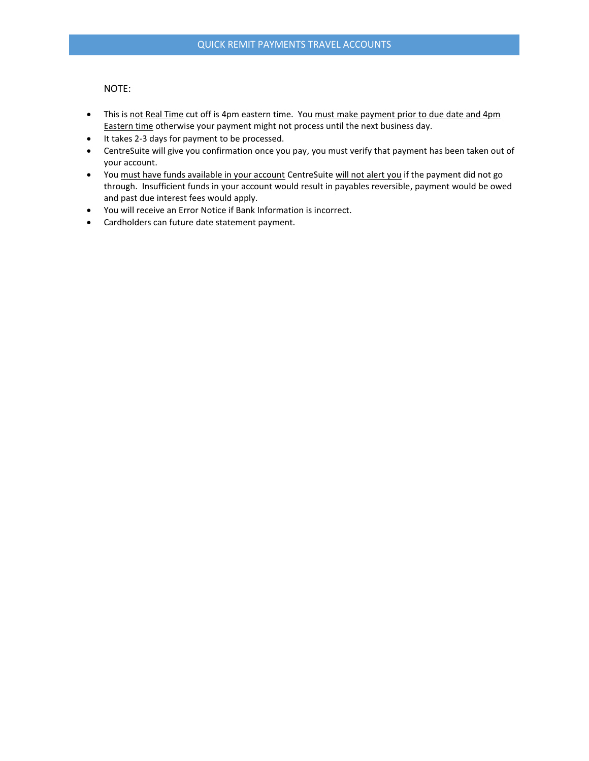## QUICK REMIT PAYMENTS TRAVEL ACCOUNTS

NOTE:

- This is not Real Time cut off is 4pm eastern time. You must make payment prior to due date and 4pm Eastern time otherwise your payment might not process until the next business day.
- It takes 2-3 days for payment to be processed.
- CentreSuite will give you confirmation once you pay, you must verify that payment has been taken out of your account.
- You must have funds available in your account CentreSuite will not alert you if the payment did not go through. Insufficient funds in your account would result in payables reversible, payment would be owed and past due interest fees would apply.
- You will receive an Error Notice if Bank Information is incorrect.
- Cardholders can future date statement payment.